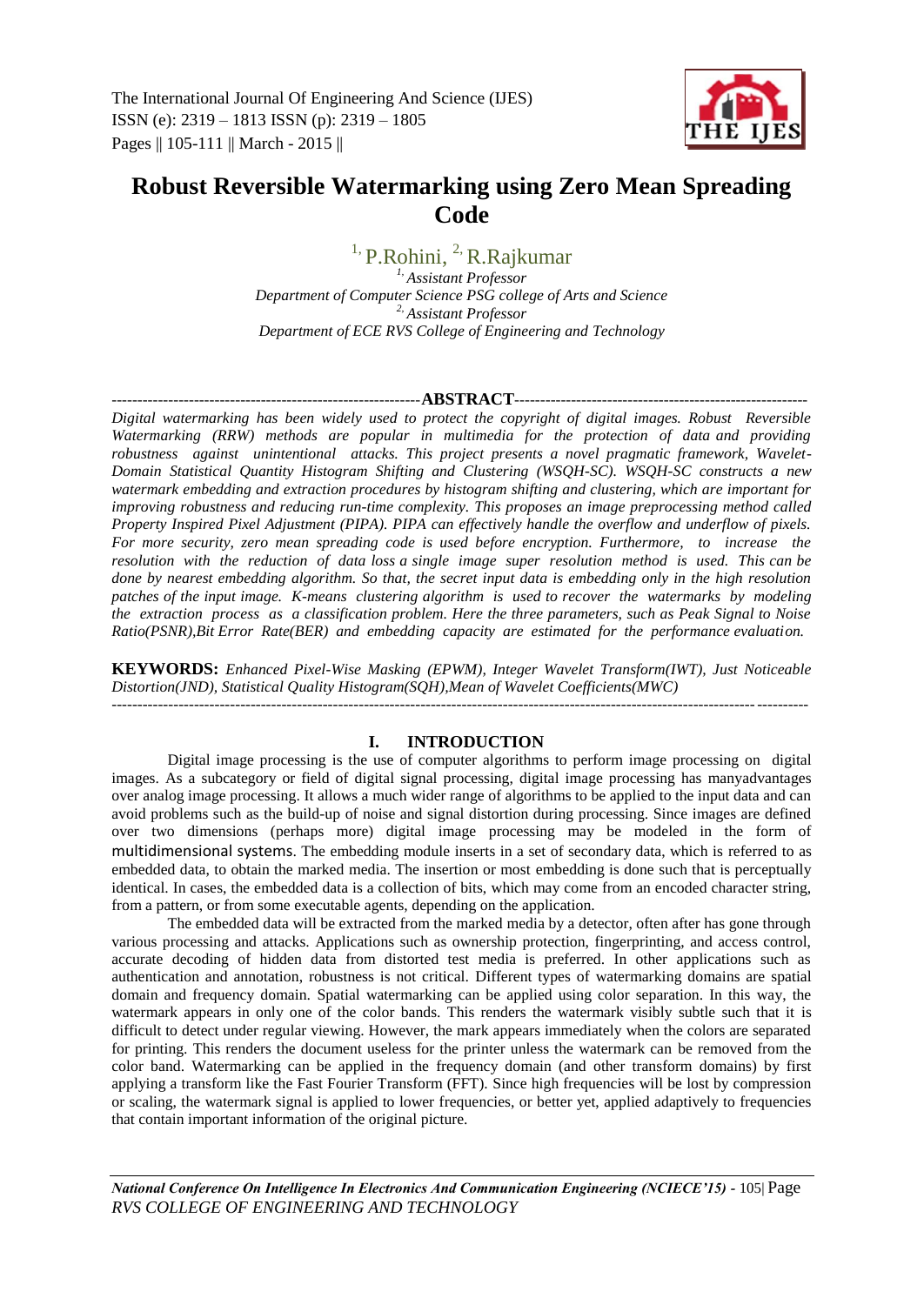# Robust Reversible Watermarking using Zero Mean Spreading Code

[1] P.Rohini, [2] R.Rajkumar

*[1] Assistant Professor*
*Department of Computer Science PSG college of Arts and Science*
*[2] Assistant Professor*
*Department of ECE RVS College of Engineering and Technology*

## ABSTRACT

*Digital watermarking has been widely used to protect the copyright of digital images. Robust Reversible Watermarking (RRW) methods are popular in multimedia for the protection of data and providing robustness against unintentional attacks. This project presents a novel pragmatic framework, Wavelet-Domain Statistical Quantity Histogram Shifting and Clustering (WSQH-SC). WSQH-SC constructs a new watermark embedding and extraction procedures by histogram shifting and clustering, which are important for improving robustness and reducing run-time complexity. This proposes an image preprocessing method called Property Inspired Pixel Adjustment (PIPA). PIPA can effectively handle the overflow and underflow of pixels. For more security, zero mean spreading code is used before encryption. Furthermore, to increase the resolution with the reduction of data loss a single image super resolution method is used. This can be done by nearest embedding algorithm. So that, the secret input data is embedding only in the high resolution patches of the input image. K-means clustering algorithm is used to recover the watermarks by modeling the extraction process as a classification problem. Here the three parameters, such as Peak Signal to Noise Ratio(PSNR),Bit Error Rate(BER) and embedding capacity are estimated for the performance evaluation.*

**KEYWORDS:** *Enhanced Pixel-Wise Masking (EPWM), Integer Wavelet Transform(IWT), Just Noticeable Distortion(JND), Statistical Quality Histogram(SQH),Mean of Wavelet Coefficients(MWC)*

## I. INTRODUCTION

Digital image processing is the use of computer algorithms to perform image processing on digital images. As a subcategory or field of digital signal processing, digital image processing has manyadvantages over analog image processing. It allows a much wider range of algorithms to be applied to the input data and can avoid problems such as the build-up of noise and signal distortion during processing. Since images are defined over two dimensions (perhaps more) digital image processing may be modeled in the form of multidimensional systems. The embedding module inserts in a set of secondary data, which is referred to as embedded data, to obtain the marked media. The insertion or most embedding is done such that is perceptually identical. In cases, the embedded data is a collection of bits, which may come from an encoded character string, from a pattern, or from some executable agents, depending on the application.

The embedded data will be extracted from the marked media by a detector, often after has gone through various processing and attacks. Applications such as ownership protection, fingerprinting, and access control, accurate decoding of hidden data from distorted test media is preferred. In other applications such as authentication and annotation, robustness is not critical. Different types of watermarking domains are spatial domain and frequency domain. Spatial watermarking can be applied using color separation. In this way, the watermark appears in only one of the color bands. This renders the watermark visibly subtle such that it is difficult to detect under regular viewing. However, the mark appears immediately when the colors are separated for printing. This renders the document useless for the printer unless the watermark can be removed from the color band. Watermarking can be applied in the frequency domain (and other transform domains) by first applying a transform like the Fast Fourier Transform (FFT). Since high frequencies will be lost by compression or scaling, the watermark signal is applied to lower frequencies, or better yet, applied adaptively to frequencies that contain important information of the original picture.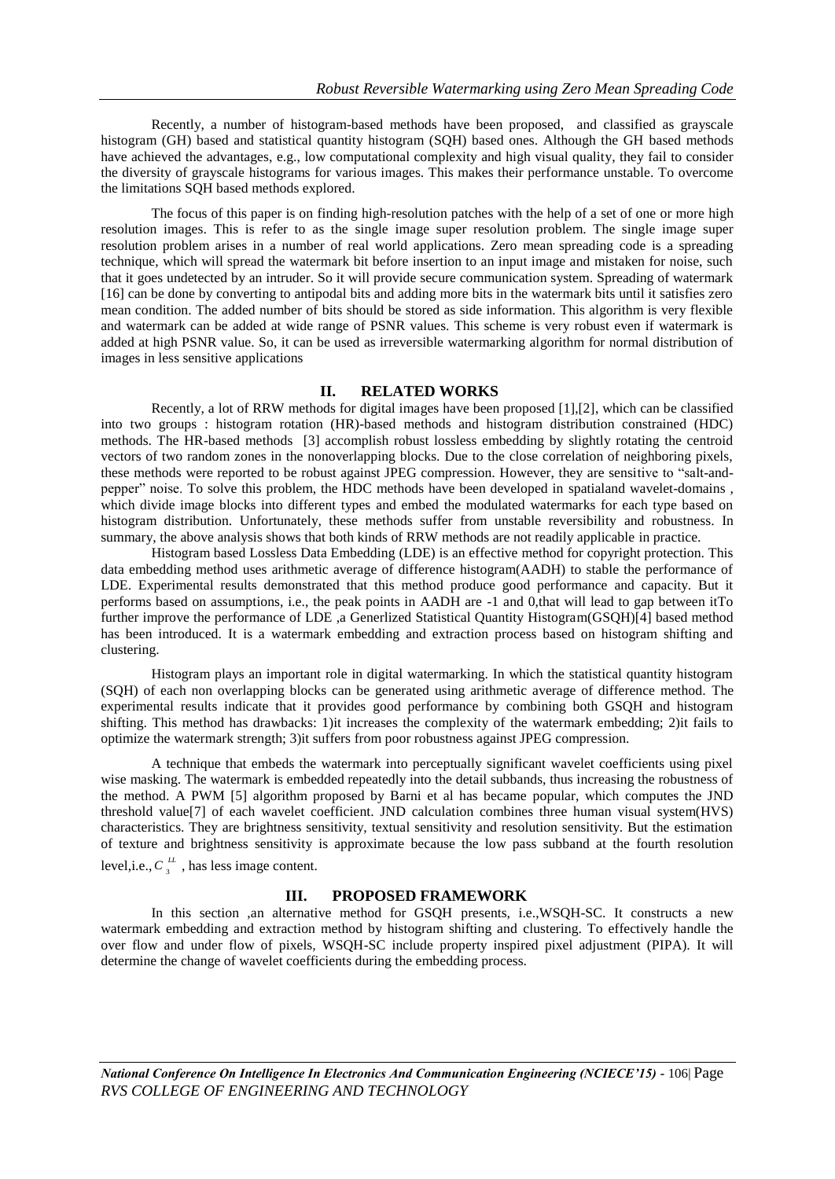Recently, a number of histogram-based methods have been proposed, and classified as grayscale histogram (GH) based and statistical quantity histogram (SQH) based ones. Although the GH based methods have achieved the advantages, e.g., low computational complexity and high visual quality, they fail to consider the diversity of grayscale histograms for various images. This makes their performance unstable. To overcome the limitations SQH based methods explored.

The focus of this paper is on finding high-resolution patches with the help of a set of one or more high resolution images. This is refer to as the single image super resolution problem. The single image super resolution problem arises in a number of real world applications. Zero mean spreading code is a spreading technique, which will spread the watermark bit before insertion to an input image and mistaken for noise, such that it goes undetected by an intruder. So it will provide secure communication system. Spreading of watermark [16] can be done by converting to antipodal bits and adding more bits in the watermark bits until it satisfies zero mean condition. The added number of bits should be stored as side information. This algorithm is very flexible and watermark can be added at wide range of PSNR values. This scheme is very robust even if watermark is added at high PSNR value. So, it can be used as irreversible watermarking algorithm for normal distribution of images in less sensitive applications

## II. RELATED WORKS

Recently, a lot of RRW methods for digital images have been proposed [1],[2], which can be classified into two groups : histogram rotation (HR)-based methods and histogram distribution constrained (HDC) methods. The HR-based methods [3] accomplish robust lossless embedding by slightly rotating the centroid vectors of two random zones in the nonoverlapping blocks. Due to the close correlation of neighboring pixels, these methods were reported to be robust against JPEG compression. However, they are sensitive to "salt-and-pepper" noise. To solve this problem, the HDC methods have been developed in spatialand wavelet-domains , which divide image blocks into different types and embed the modulated watermarks for each type based on histogram distribution. Unfortunately, these methods suffer from unstable reversibility and robustness. In summary, the above analysis shows that both kinds of RRW methods are not readily applicable in practice.

Histogram based Lossless Data Embedding (LDE) is an effective method for copyright protection. This data embedding method uses arithmetic average of difference histogram(AADH) to stable the performance of LDE. Experimental results demonstrated that this method produce good performance and capacity. But it performs based on assumptions, i.e., the peak points in AADH are -1 and 0,that will lead to gap between itTo further improve the performance of LDE ,a Generlized Statistical Quantity Histogram(GSQH)[4] based method has been introduced. It is a watermark embedding and extraction process based on histogram shifting and clustering.

Histogram plays an important role in digital watermarking. In which the statistical quantity histogram (SQH) of each non overlapping blocks can be generated using arithmetic average of difference method. The experimental results indicate that it provides good performance by combining both GSQH and histogram shifting. This method has drawbacks: 1)it increases the complexity of the watermark embedding; 2)it fails to optimize the watermark strength; 3)it suffers from poor robustness against JPEG compression.

A technique that embeds the watermark into perceptually significant wavelet coefficients using pixel wise masking. The watermark is embedded repeatedly into the detail subbands, thus increasing the robustness of the method. A PWM [5] algorithm proposed by Barni et al has became popular, which computes the JND threshold value[7] of each wavelet coefficient. JND calculation combines three human visual system(HVS) characteristics. They are brightness sensitivity, textual sensitivity and resolution sensitivity. But the estimation of texture and brightness sensitivity is approximate because the low pass subband at the fourth resolution level,i.e., $C_3^{LL}$ , has less image content.

## III. PROPOSED FRAMEWORK

In this section ,an alternative method for GSQH presents, i.e.,WSQH-SC. It constructs a new watermark embedding and extraction method by histogram shifting and clustering. To effectively handle the over flow and under flow of pixels, WSQH-SC include property inspired pixel adjustment (PIPA). It will determine the change of wavelet coefficients during the embedding process.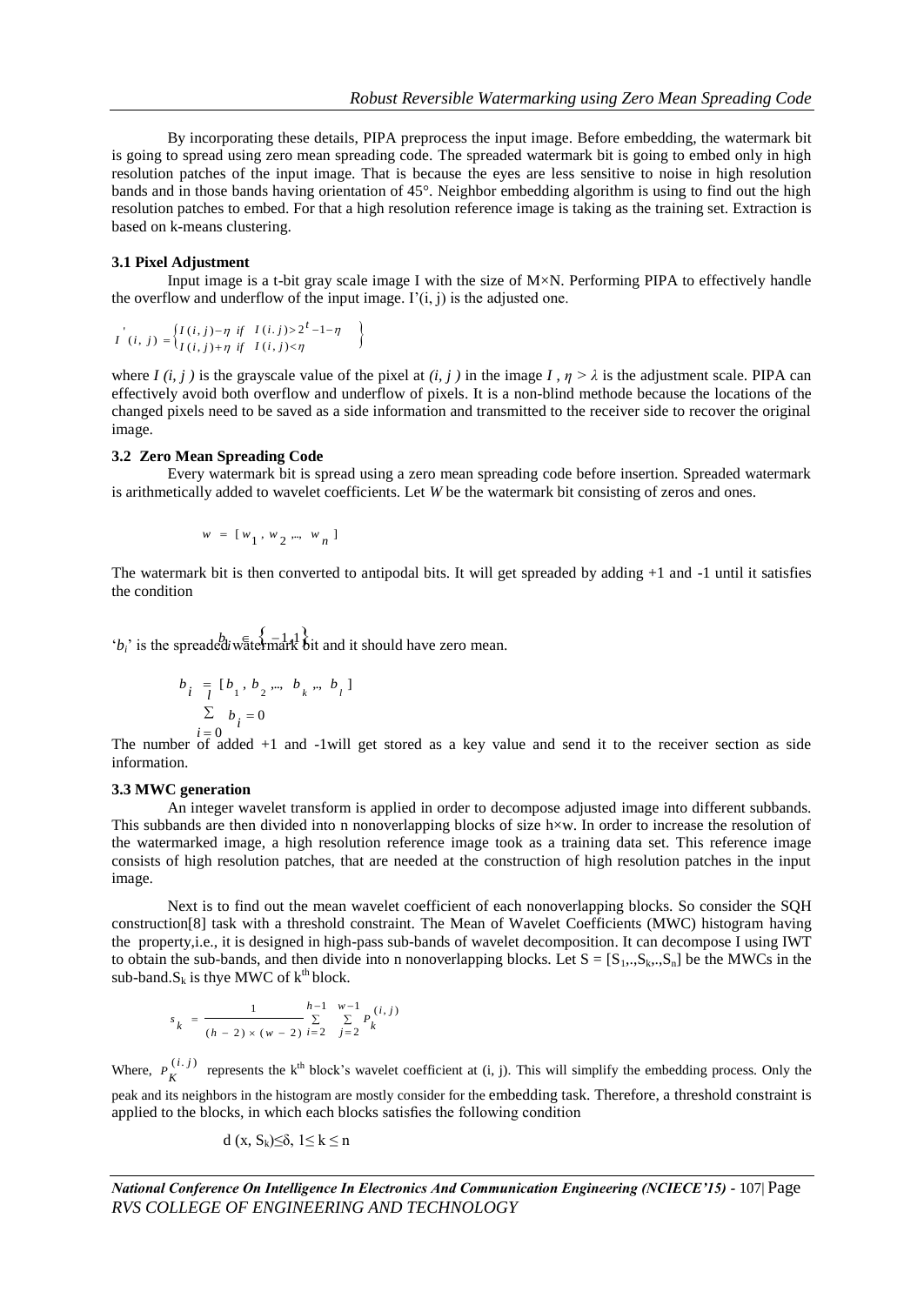By incorporating these details, PIPA preprocess the input image. Before embedding, the watermark bit is going to spread using zero mean spreading code. The spreaded watermark bit is going to embed only in high resolution patches of the input image. That is because the eyes are less sensitive to noise in high resolution bands and in those bands having orientation of 45°. Neighbor embedding algorithm is using to find out the high resolution patches to embed. For that a high resolution reference image is taking as the training set. Extraction is based on k-means clustering.

### 3.1 Pixel Adjustment

Input image is a t-bit gray scale image I with the size of M×N. Performing PIPA to effectively handle the overflow and underflow of the input image. I'(i, j) is the adjusted one.

$$I'(i, j) = \begin{cases} I(i, j) - \eta & if \quad I(i.j) > 2^t - 1 - \eta \\ I(i, j) + \eta & if \quad I(i, j) < \eta \end{cases}$$

where $I(i, j)$ is the grayscale value of the pixel at $(i, j)$ in the image $I$, $\eta > \lambda$ is the adjustment scale. PIPA can effectively avoid both overflow and underflow of pixels. It is a non-blind methode because the locations of the changed pixels need to be saved as a side information and transmitted to the receiver side to recover the original image.

### 3.2 Zero Mean Spreading Code

Every watermark bit is spread using a zero mean spreading code before insertion. Spreaded watermark is arithmetically added to wavelet coefficients. Let *W* be the watermark bit consisting of zeros and ones.

$$w = [w_1, w_2, ..., w_n]$$

The watermark bit is then converted to antipodal bits. It will get spreaded by adding +1 and -1 until it satisfies the condition

$$b_i \in \{-1, 1\}$$

'$b_i$' is the spreaded watermark bit and it should have zero mean.

$$b_i = [b_1, b_2, ..., b_k, .., b_l]$$

$$\sum_{i=0}^{l} b_i = 0$$

The number of added +1 and -1will get stored as a key value and send it to the receiver section as side information.

### 3.3 MWC generation

An integer wavelet transform is applied in order to decompose adjusted image into different subbands. This subbands are then divided into n nonoverlapping blocks of size h×w. In order to increase the resolution of the watermarked image, a high resolution reference image took as a training data set. This reference image consists of high resolution patches, that are needed at the construction of high resolution patches in the input image.

Next is to find out the mean wavelet coefficient of each nonoverlapping blocks. So consider the SQH construction[8] task with a threshold constraint. The Mean of Wavelet Coefficients (MWC) histogram having the property,i.e., it is designed in high-pass sub-bands of wavelet decomposition. It can decompose I using IWT to obtain the sub-bands, and then divide into n nonoverlapping blocks. Let $S = [S_1,.,S_k,.,S_n]$ be the MWCs in the sub-band.$S_k$ is thye MWC of $k^{th}$ block.

$$s_k = \frac{1}{(h-2) \times (w-2)} \sum_{i=2}^{h-1} \sum_{j=2}^{w-1} P_k^{(i,j)}$$

Where, $P_K^{(i.j)}$ represents the $k^{th}$ block's wavelet coefficient at (i, j). This will simplify the embedding process. Only the peak and its neighbors in the histogram are mostly consider for the embedding task. Therefore, a threshold constraint is applied to the blocks, in which each blocks satisfies the following condition

$$d(x, S_k) \leq \delta, \ 1 \leq k \leq n$$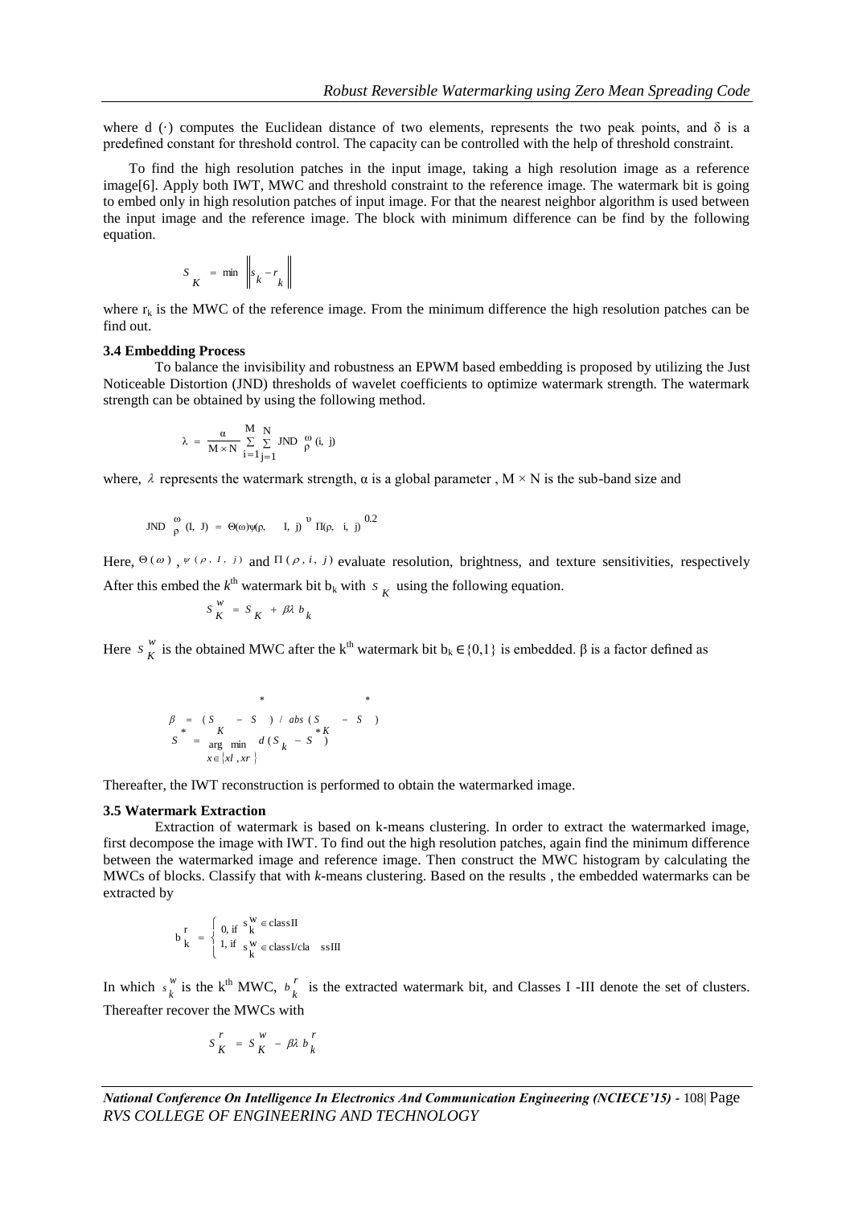where d (·) computes the Euclidean distance of two elements, represents the two peak points, and δ is a predefined constant for threshold control. The capacity can be controlled with the help of threshold constraint.

To find the high resolution patches in the input image, taking a high resolution image as a reference image[6]. Apply both IWT, MWC and threshold constraint to the reference image. The watermark bit is going to embed only in high resolution patches of input image. For that the nearest neighbor algorithm is used between the input image and the reference image. The block with minimum difference can be find by the following equation.

$$S_K = \min \left\| s_k - r_k \right\|$$

where $r_k$ is the MWC of the reference image. From the minimum difference the high resolution patches can be find out.

### 3.4 Embedding Process

To balance the invisibility and robustness an EPWM based embedding is proposed by utilizing the Just Noticeable Distortion (JND) thresholds of wavelet coefficients to optimize watermark strength. The watermark strength can be obtained by using the following method.

$$\lambda = \frac{\alpha}{M \times N} \sum_{i=1}^{M} \sum_{j=1}^{N} JND_{\rho}^{\omega}(i, j)$$

where, $\lambda$ represents the watermark strength, α is a global parameter , M × N is the sub-band size and

$$JND_{\rho}^{\omega}(I, J) = \Theta(\omega)\psi(\rho, I, j)^{\upsilon}\, \Pi(\rho, i, j)^{0.2}$$

Here, $\Theta(\omega)$ , $\psi(\rho, I, j)$ and $\Pi(\rho, i, j)$ evaluate resolution, brightness, and texture sensitivities, respectively After this embed the $k^{th}$ watermark bit $b_k$ with $S_K$ using the following equation.

$$S_K^w = S_K + \beta\lambda b_k$$

Here $S_K^w$ is the obtained MWC after the $k^{th}$ watermark bit $b_k \in \{0,1\}$ is embedded. β is a factor defined as

$$\beta = (S_K - S^*) / abs(S_K - S^*)$$
$$S^* = \arg \min_{x \in \{xl, xr\}} d(S_k - S^*)$$

Thereafter, the IWT reconstruction is performed to obtain the watermarked image.

### 3.5 Watermark Extraction

Extraction of watermark is based on k-means clustering. In order to extract the watermarked image, first decompose the image with IWT. To find out the high resolution patches, again find the minimum difference between the watermarked image and reference image. Then construct the MWC histogram by calculating the MWCs of blocks. Classify that with *k*-means clustering. Based on the results , the embedded watermarks can be extracted by

$$b_k^r = \begin{cases} 0, \text{ if } s_k^w \in \text{classII} \\ 1, \text{ if } s_k^w \in \text{classI/classIII} \end{cases}$$

In which $s_k^w$ is the $k^{th}$ MWC, $b_k^r$ is the extracted watermark bit, and Classes I -III denote the set of clusters. Thereafter recover the MWCs with

$$S_K^r = S_K^w - \beta\lambda b_k^r$$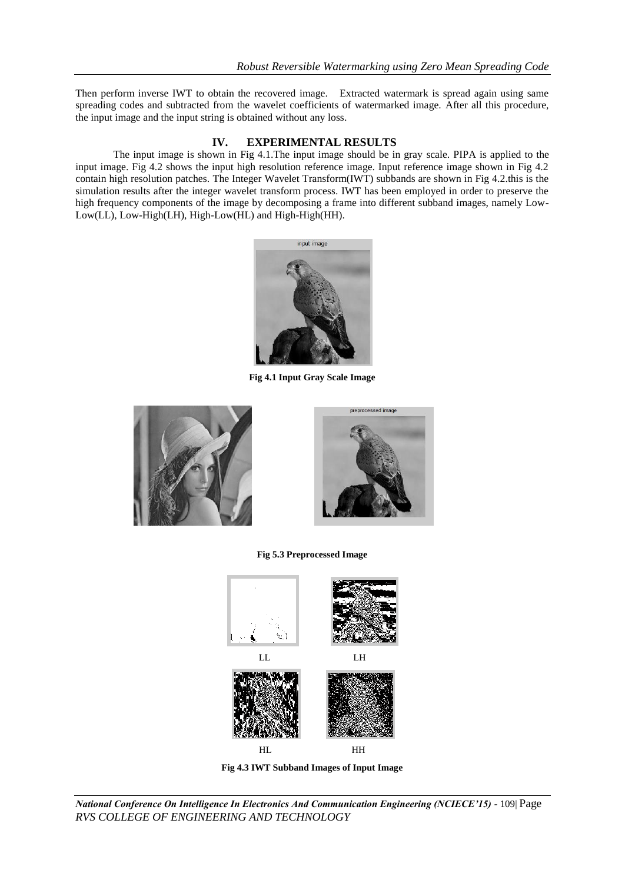Then perform inverse IWT to obtain the recovered image. Extracted watermark is spread again using same spreading codes and subtracted from the wavelet coefficients of watermarked image. After all this procedure, the input image and the input string is obtained without any loss.

## IV. EXPERIMENTAL RESULTS

The input image is shown in Fig 4.1.The input image should be in gray scale. PIPA is applied to the input image. Fig 4.2 shows the input high resolution reference image. Input reference image shown in Fig 4.2 contain high resolution patches. The Integer Wavelet Transform(IWT) subbands are shown in Fig 4.2.this is the simulation results after the integer wavelet transform process. IWT has been employed in order to preserve the high frequency components of the image by decomposing a frame into different subband images, namely Low-Low(LL), Low-High(LH), High-Low(HL) and High-High(HH).

**Fig 4.1 Input Gray Scale Image**

**Fig 5.3 Preprocessed Image**

LL LH

HL HH

**Fig 4.3 IWT Subband Images of Input Image**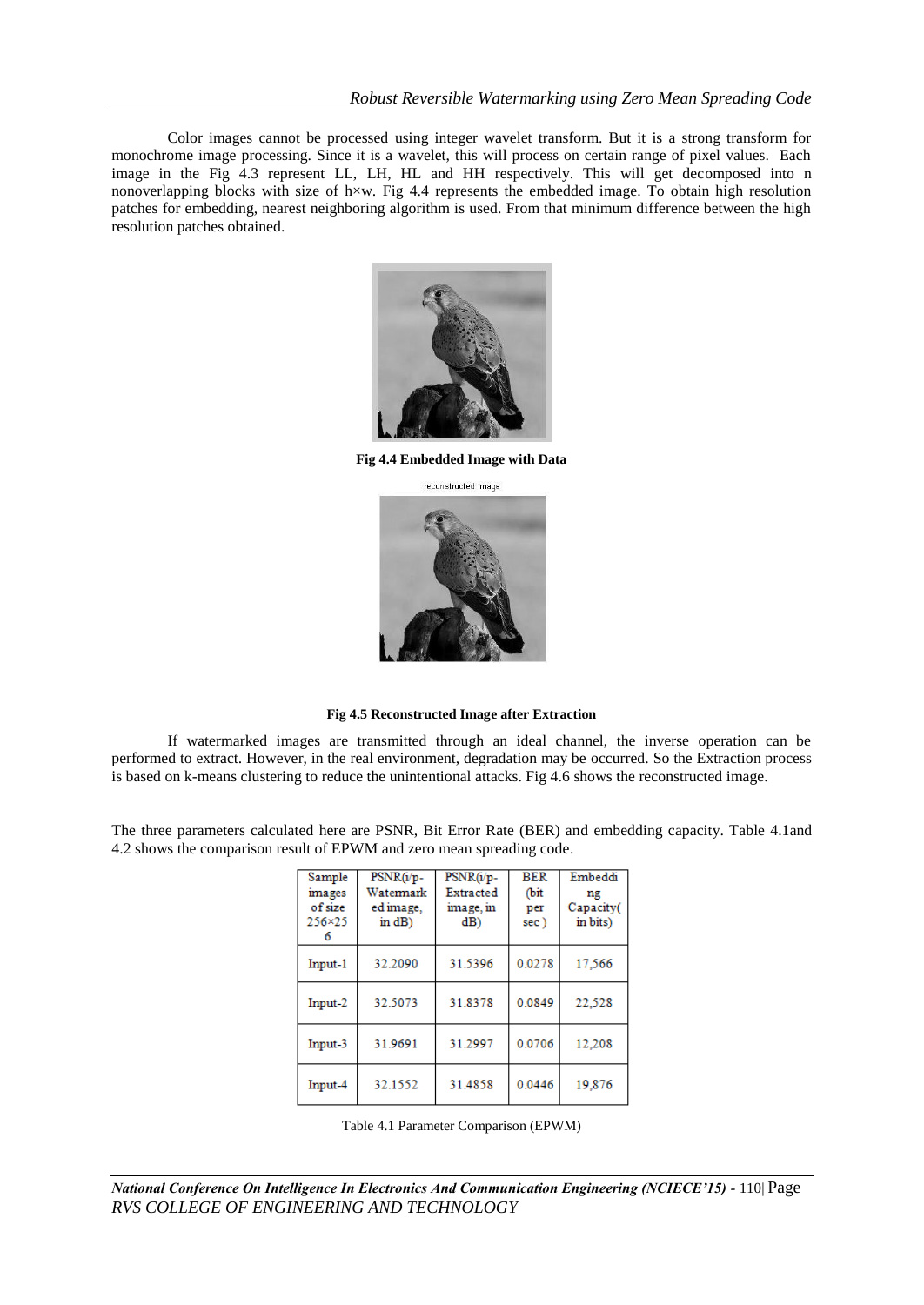Color images cannot be processed using integer wavelet transform. But it is a strong transform for monochrome image processing. Since it is a wavelet, this will process on certain range of pixel values. Each image in the Fig 4.3 represent LL, LH, HL and HH respectively. This will get decomposed into n nonoverlapping blocks with size of h×w. Fig 4.4 represents the embedded image. To obtain high resolution patches for embedding, nearest neighboring algorithm is used. From that minimum difference between the high resolution patches obtained.

**Fig 4.4 Embedded Image with Data**

reconstructed image

**Fig 4.5 Reconstructed Image after Extraction**

If watermarked images are transmitted through an ideal channel, the inverse operation can be performed to extract. However, in the real environment, degradation may be occurred. So the Extraction process is based on k-means clustering to reduce the unintentional attacks. Fig 4.6 shows the reconstructed image.

The three parameters calculated here are PSNR, Bit Error Rate (BER) and embedding capacity. Table 4.1and 4.2 shows the comparison result of EPWM and zero mean spreading code.

| Sample images of size 256×256 | PSNR(i/p-Watermarked image, in dB) | PSNR(i/p-Extracted image, in dB) | BER (bit per sec ) | Embedding Capacity( in bits) |
|---|---|---|---|---|
| Input-1 | 32.2090 | 31.5396 | 0.0278 | 17,566 |
| Input-2 | 32.5073 | 31.8378 | 0.0849 | 22,528 |
| Input-3 | 31.9691 | 31.2997 | 0.0706 | 12,208 |
| Input-4 | 32.1552 | 31.4858 | 0.0446 | 19,876 |

Table 4.1 Parameter Comparison (EPWM)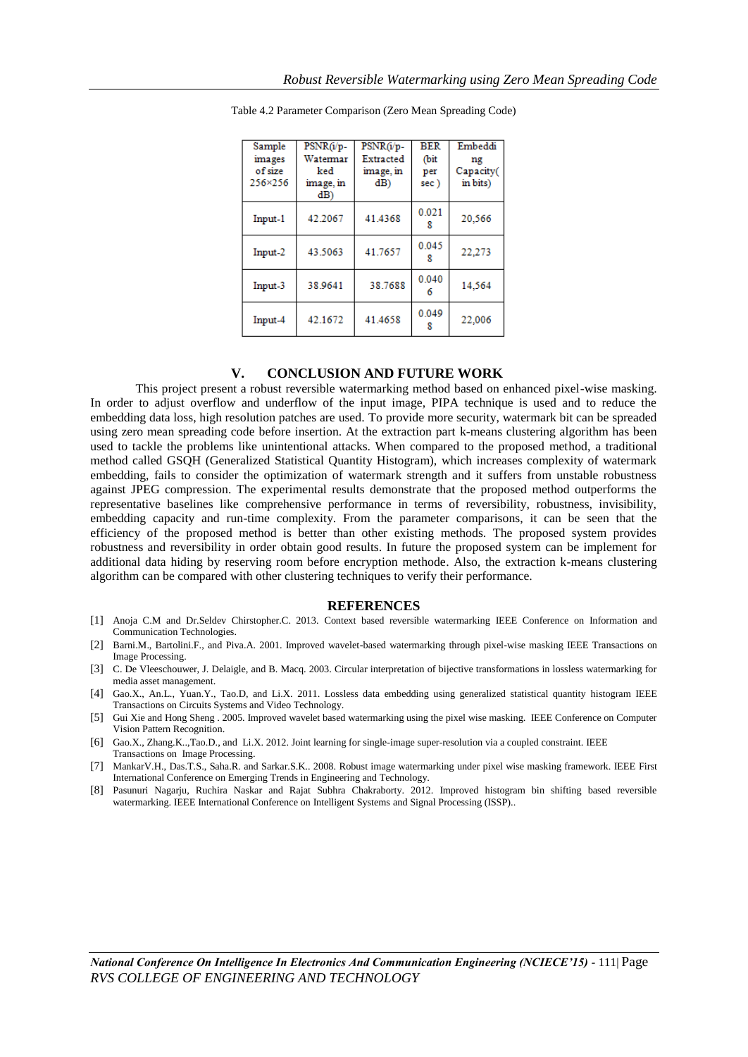Table 4.2 Parameter Comparison (Zero Mean Spreading Code)

| Sample images of size 256×256 | PSNR(i/p-Watermarked image, in dB) | PSNR(i/p-Extracted image, in dB) | BER (bit per sec) | Embedding Capacity(in bits) |
|---|---|---|---|---|
| Input-1 | 42.2067 | 41.4368 | 0.0218 | 20,566 |
| Input-2 | 43.5063 | 41.7657 | 0.0458 | 22,273 |
| Input-3 | 38.9641 | 38.7688 | 0.0406 | 14,564 |
| Input-4 | 42.1672 | 41.4658 | 0.0498 | 22,006 |

## V. CONCLUSION AND FUTURE WORK

This project present a robust reversible watermarking method based on enhanced pixel-wise masking. In order to adjust overflow and underflow of the input image, PIPA technique is used and to reduce the embedding data loss, high resolution patches are used. To provide more security, watermark bit can be spreaded using zero mean spreading code before insertion. At the extraction part k-means clustering algorithm has been used to tackle the problems like unintentional attacks. When compared to the proposed method, a traditional method called GSQH (Generalized Statistical Quantity Histogram), which increases complexity of watermark embedding, fails to consider the optimization of watermark strength and it suffers from unstable robustness against JPEG compression. The experimental results demonstrate that the proposed method outperforms the representative baselines like comprehensive performance in terms of reversibility, robustness, invisibility, embedding capacity and run-time complexity. From the parameter comparisons, it can be seen that the efficiency of the proposed method is better than other existing methods. The proposed system provides robustness and reversibility in order obtain good results. In future the proposed system can be implement for additional data hiding by reserving room before encryption methode. Also, the extraction k-means clustering algorithm can be compared with other clustering techniques to verify their performance.

## REFERENCES

[1] Anoja C.M and Dr.Seldev Chirstopher.C. 2013. Context based reversible watermarking IEEE Conference on Information and Communication Technologies.

[2] Barni.M., Bartolini.F., and Piva.A. 2001. Improved wavelet-based watermarking through pixel-wise masking IEEE Transactions on Image Processing.

[3] C. De Vleeschouwer, J. Delaigle, and B. Macq. 2003. Circular interpretation of bijective transformations in lossless watermarking for media asset management.

[4] Gao.X., An.L., Yuan.Y., Tao.D, and Li.X. 2011. Lossless data embedding using generalized statistical quantity histogram IEEE Transactions on Circuits Systems and Video Technology.

[5] Gui Xie and Hong Sheng . 2005. Improved wavelet based watermarking using the pixel wise masking. IEEE Conference on Computer Vision Pattern Recognition.

[6] Gao.X., Zhang.K..,Tao.D., and Li.X. 2012. Joint learning for single-image super-resolution via a coupled constraint. IEEE Transactions on Image Processing.

[7] MankarV.H., Das.T.S., Saha.R. and Sarkar.S.K.. 2008. Robust image watermarking under pixel wise masking framework. IEEE First International Conference on Emerging Trends in Engineering and Technology.

[8] Pasunuri Nagarju, Ruchira Naskar and Rajat Subhra Chakraborty. 2012. Improved histogram bin shifting based reversible watermarking. IEEE International Conference on Intelligent Systems and Signal Processing (ISSP)..